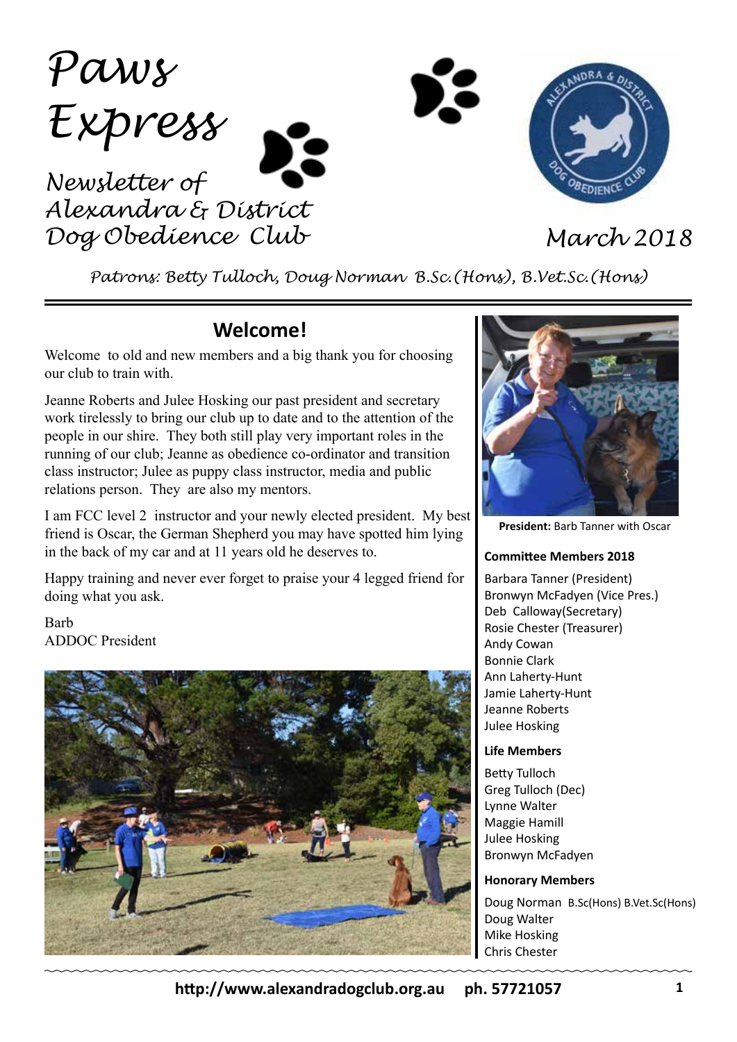# Paws Express

*Newsletter of Alexandra & District Dog Obedience Club*

*March 2018*

*Patrons: Betty Tulloch, Doug Norman B.Sc.(Hons), B.Vet.Sc.(Hons)*

## Welcome!

Welcome to old and new members and a big thank you for choosing our club to train with.

Jeanne Roberts and Julee Hosking our past president and secretary work tirelessly to bring our club up to date and to the attention of the people in our shire. They both still play very important roles in the running of our club; Jeanne as obedience co-ordinator and transition class instructor; Julee as puppy class instructor, media and public relations person. They are also my mentors.

I am FCC level 2 instructor and your newly elected president. My best friend is Oscar, the German Shepherd you may have spotted him lying in the back of my car and at 11 years old he deserves to.

Happy training and never ever forget to praise your 4 legged friend for doing what you ask.

Barb
ADDOC President

**President:** Barb Tanner with Oscar

**Committee Members 2018**

Barbara Tanner (President)
Bronwyn McFadyen (Vice Pres.)
Deb Calloway(Secretary)
Rosie Chester (Treasurer)
Andy Cowan
Bonnie Clark
Ann Laherty-Hunt
Jamie Laherty-Hunt
Jeanne Roberts
Julee Hosking

**Life Members**

Betty Tulloch
Greg Tulloch (Dec)
Lynne Walter
Maggie Hamill
Julee Hosking
Bronwyn McFadyen

**Honorary Members**

Doug Norman B.Sc(Hons) B.Vet.Sc(Hons)
Doug Walter
Mike Hosking
Chris Chester

**http://www.alexandradogclub.org.au ph. 57721057**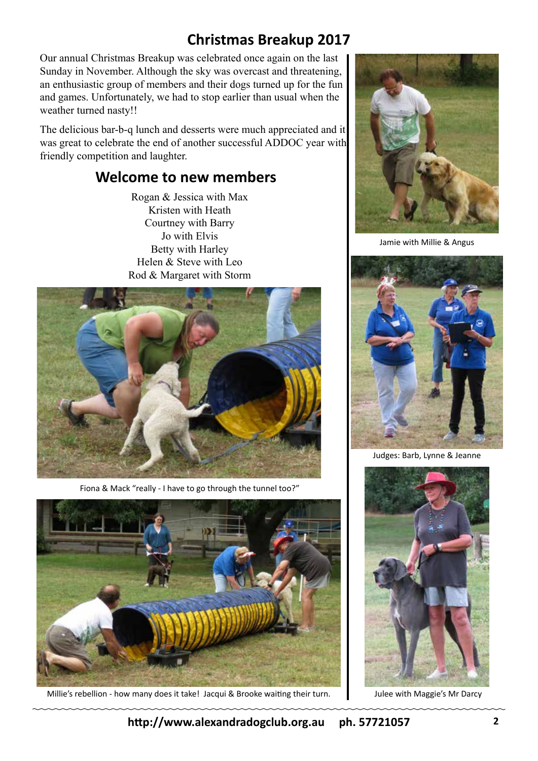# Christmas Breakup 2017

Our annual Christmas Breakup was celebrated once again on the last Sunday in November. Although the sky was overcast and threatening, an enthusiastic group of members and their dogs turned up for the fun and games. Unfortunately, we had to stop earlier than usual when the weather turned nasty!!

The delicious bar-b-q lunch and desserts were much appreciated and it was great to celebrate the end of another successful ADDOC year with friendly competition and laughter.

## Welcome to new members

Rogan & Jessica with Max
Kristen with Heath
Courtney with Barry
Jo with Elvis
Betty with Harley
Helen & Steve with Leo
Rod & Margaret with Storm

Fiona & Mack "really - I have to go through the tunnel too?"

Millie's rebellion - how many does it take! Jacqui & Brooke waiting their turn.

Jamie with Millie & Angus

Judges: Barb, Lynne & Jeanne

Julee with Maggie's Mr Darcy

**http://www.alexandradogclub.org.au ph. 57721057**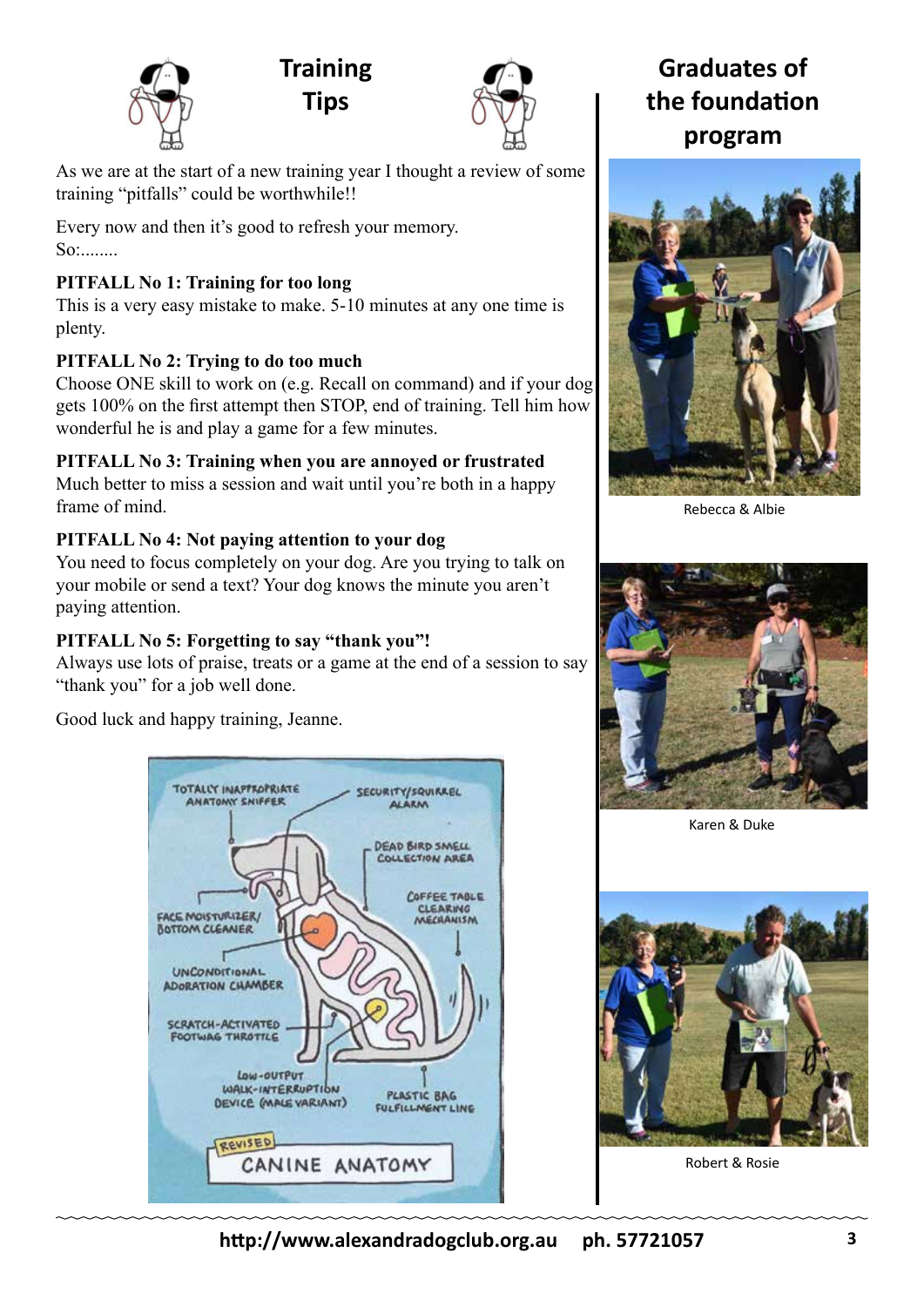# Training Tips

As we are at the start of a new training year I thought a review of some training "pitfalls" could be worthwhile!!

Every now and then it's good to refresh your memory. So:........

**PITFALL No 1: Training for too long**
This is a very easy mistake to make. 5-10 minutes at any one time is plenty.

**PITFALL No 2: Trying to do too much**
Choose ONE skill to work on (e.g. Recall on command) and if your dog gets 100% on the first attempt then STOP, end of training. Tell him how wonderful he is and play a game for a few minutes.

**PITFALL No 3: Training when you are annoyed or frustrated**
Much better to miss a session and wait until you're both in a happy frame of mind.

**PITFALL No 4: Not paying attention to your dog**
You need to focus completely on your dog. Are you trying to talk on your mobile or send a text? Your dog knows the minute you aren't paying attention.

**PITFALL No 5: Forgetting to say "thank you"!**
Always use lots of praise, treats or a game at the end of a session to say "thank you" for a job well done.

Good luck and happy training, Jeanne.

# Graduates of the foundation program

Rebecca & Albie

Karen & Duke

Robert & Rosie

http://www.alexandradogclub.org.au ph. 57721057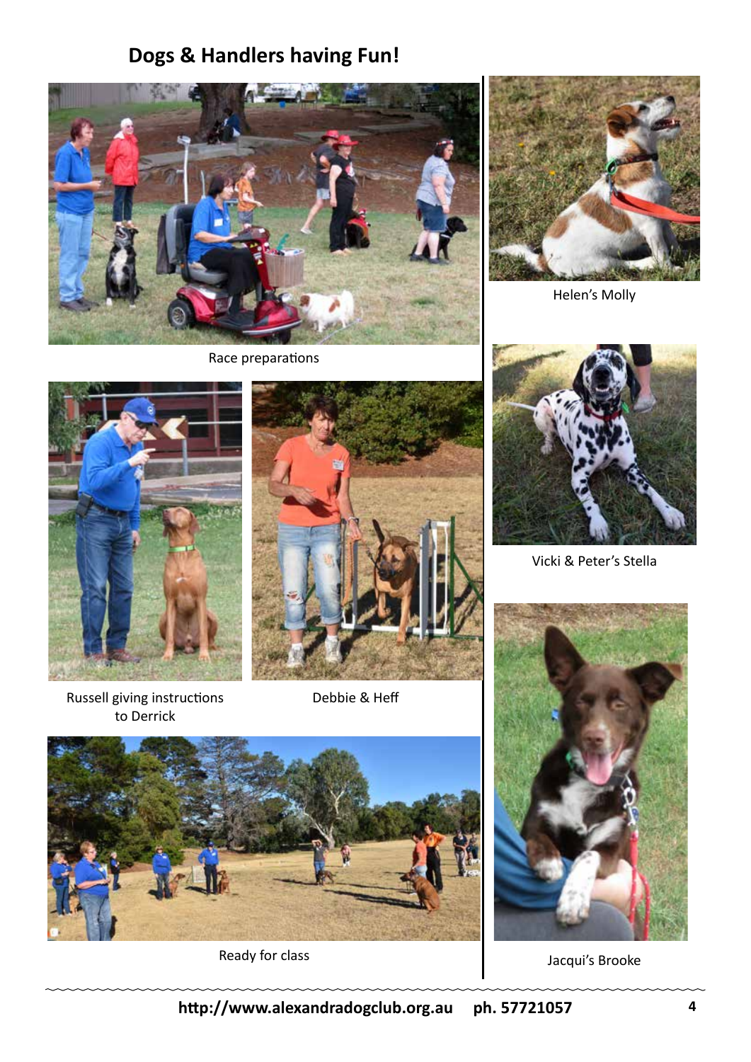## Dogs & Handlers having Fun!

Race preparations

Helen's Molly

Russell giving instructions to Derrick

Debbie & Heff

Vicki & Peter's Stella

Ready for class

Jacqui's Brooke

http://www.alexandradogclub.org.au ph. 57721057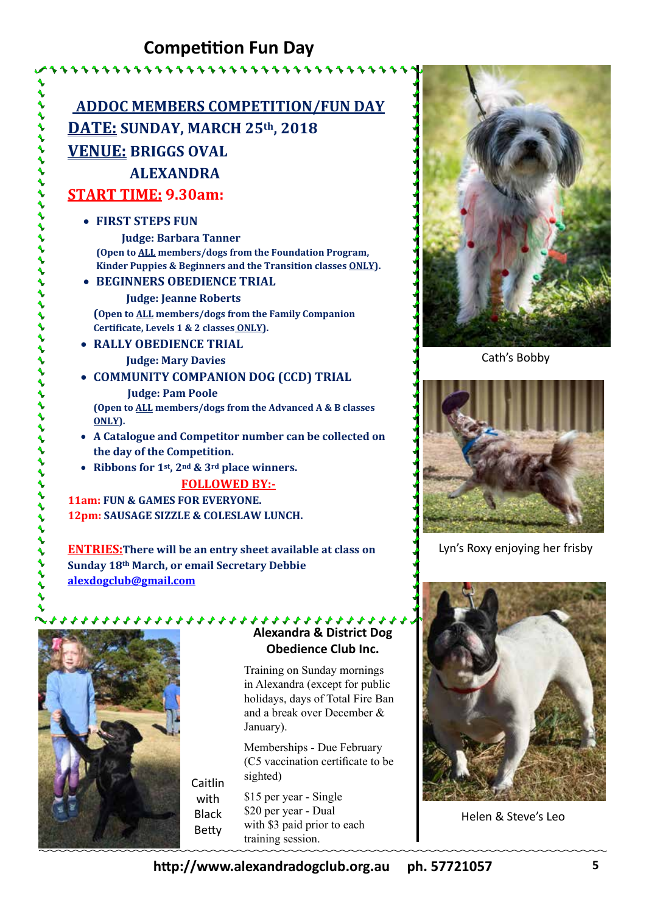# Competition Fun Day

## ADDOC MEMBERS COMPETITION/FUN DAY

**DATE:** SUNDAY, MARCH 25th, 2018

**VENUE:** BRIGGS OVAL ALEXANDRA

**START TIME:** 9.30am:

- **FIRST STEPS FUN**
  Judge: Barbara Tanner
  (Open to ALL members/dogs from the Foundation Program, Kinder Puppies & Beginners and the Transition classes ONLY).
- **BEGINNERS OBEDIENCE TRIAL**
  Judge: Jeanne Roberts
  (Open to ALL members/dogs from the Family Companion Certificate, Levels 1 & 2 classes ONLY).
- **RALLY OBEDIENCE TRIAL**
  Judge: Mary Davies
- **COMMUNITY COMPANION DOG (CCD) TRIAL**
  Judge: Pam Poole
  (Open to ALL members/dogs from the Advanced A & B classes ONLY).
- A Catalogue and Competitor number can be collected on the day of the Competition.
- Ribbons for 1st, 2nd & 3rd place winners.

**FOLLOWED BY:-**

**11am:** FUN & GAMES FOR EVERYONE.
**12pm:** SAUSAGE SIZZLE & COLESLAW LUNCH.

**ENTRIES:** There will be an entry sheet available at class on Sunday 18th March, or email Secretary Debbie alexdogclub@gmail.com

Cath's Bobby

Lyn's Roxy enjoying her frisby

Helen & Steve's Leo

Caitlin with Black Betty

## Alexandra & District Dog Obedience Club Inc.

Training on Sunday mornings in Alexandra (except for public holidays, days of Total Fire Ban and a break over December & January).

Memberships - Due February
(C5 vaccination certificate to be sighted)

$15 per year - Single
$20 per year - Dual
with $3 paid prior to each training session.

http://www.alexandradogclub.org.au ph. 57721057